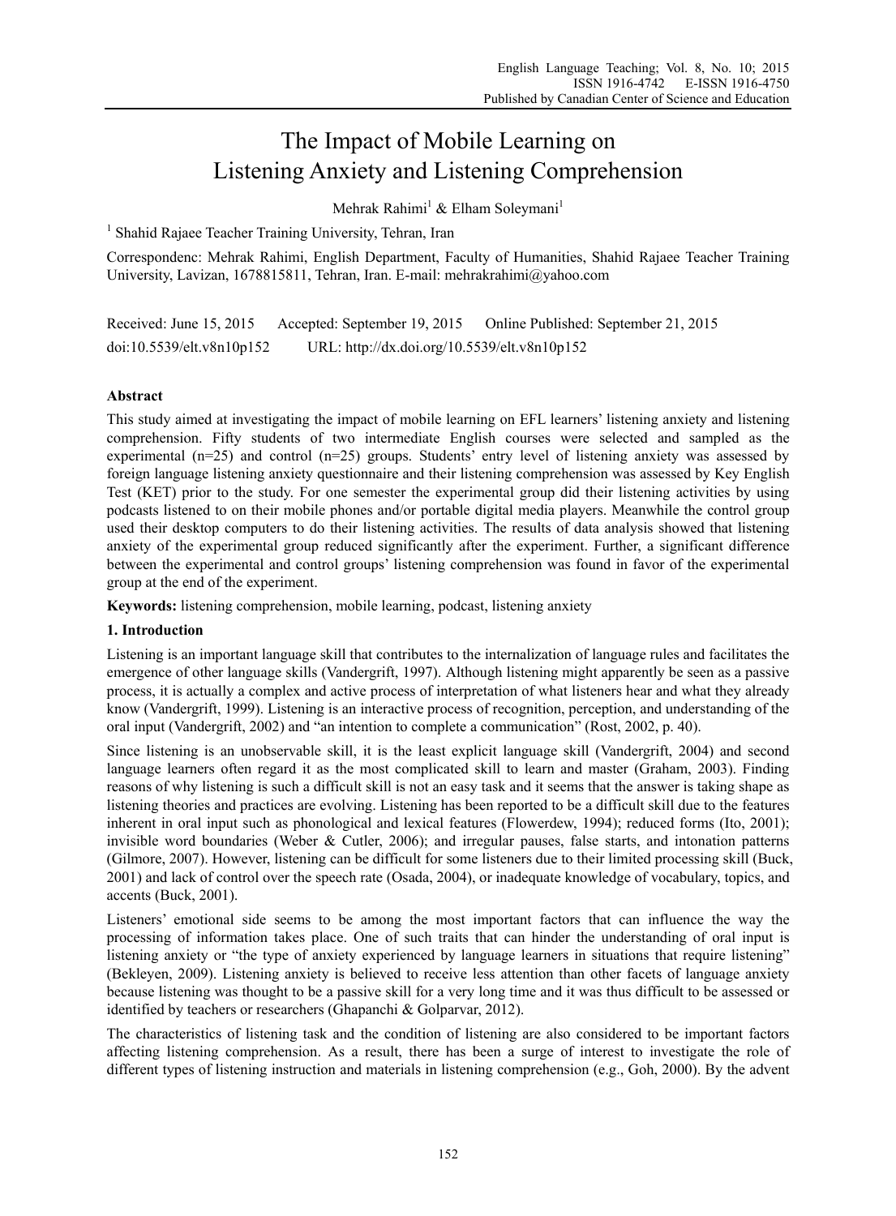# The Impact of Mobile Learning on Listening Anxiety and Listening Comprehension

Mehrak Rahimi[1] & Elham Soleymani[1]

[1] Shahid Rajaee Teacher Training University, Tehran, Iran

Correspondenc: Mehrak Rahimi, English Department, Faculty of Humanities, Shahid Rajaee Teacher Training University, Lavizan, 1678815811, Tehran, Iran. E-mail: mehrakrahimi@yahoo.com

Received: June 15, 2015 Accepted: September 19, 2015 Online Published: September 21, 2015

doi:10.5539/elt.v8n10p152 URL: http://dx.doi.org/10.5539/elt.v8n10p152

## Abstract

This study aimed at investigating the impact of mobile learning on EFL learners' listening anxiety and listening comprehension. Fifty students of two intermediate English courses were selected and sampled as the experimental (n=25) and control (n=25) groups. Students' entry level of listening anxiety was assessed by foreign language listening anxiety questionnaire and their listening comprehension was assessed by Key English Test (KET) prior to the study. For one semester the experimental group did their listening activities by using podcasts listened to on their mobile phones and/or portable digital media players. Meanwhile the control group used their desktop computers to do their listening activities. The results of data analysis showed that listening anxiety of the experimental group reduced significantly after the experiment. Further, a significant difference between the experimental and control groups' listening comprehension was found in favor of the experimental group at the end of the experiment.

**Keywords:** listening comprehension, mobile learning, podcast, listening anxiety

## 1. Introduction

Listening is an important language skill that contributes to the internalization of language rules and facilitates the emergence of other language skills (Vandergrift, 1997). Although listening might apparently be seen as a passive process, it is actually a complex and active process of interpretation of what listeners hear and what they already know (Vandergrift, 1999). Listening is an interactive process of recognition, perception, and understanding of the oral input (Vandergrift, 2002) and "an intention to complete a communication" (Rost, 2002, p. 40).

Since listening is an unobservable skill, it is the least explicit language skill (Vandergrift, 2004) and second language learners often regard it as the most complicated skill to learn and master (Graham, 2003). Finding reasons of why listening is such a difficult skill is not an easy task and it seems that the answer is taking shape as listening theories and practices are evolving. Listening has been reported to be a difficult skill due to the features inherent in oral input such as phonological and lexical features (Flowerdew, 1994); reduced forms (Ito, 2001); invisible word boundaries (Weber & Cutler, 2006); and irregular pauses, false starts, and intonation patterns (Gilmore, 2007). However, listening can be difficult for some listeners due to their limited processing skill (Buck, 2001) and lack of control over the speech rate (Osada, 2004), or inadequate knowledge of vocabulary, topics, and accents (Buck, 2001).

Listeners' emotional side seems to be among the most important factors that can influence the way the processing of information takes place. One of such traits that can hinder the understanding of oral input is listening anxiety or "the type of anxiety experienced by language learners in situations that require listening" (Bekleyen, 2009). Listening anxiety is believed to receive less attention than other facets of language anxiety because listening was thought to be a passive skill for a very long time and it was thus difficult to be assessed or identified by teachers or researchers (Ghapanchi & Golparvar, 2012).

The characteristics of listening task and the condition of listening are also considered to be important factors affecting listening comprehension. As a result, there has been a surge of interest to investigate the role of different types of listening instruction and materials in listening comprehension (e.g., Goh, 2000). By the advent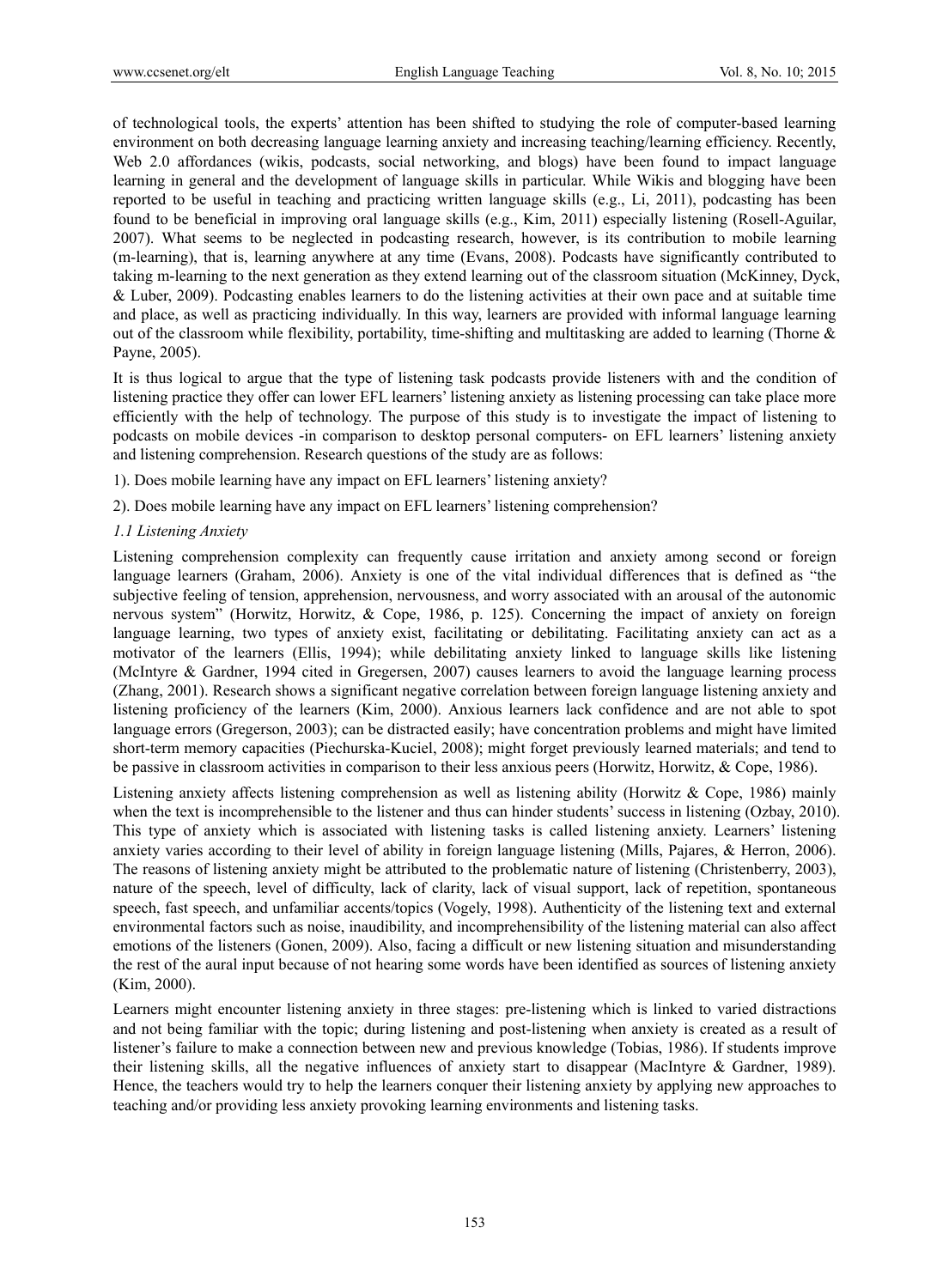of technological tools, the experts' attention has been shifted to studying the role of computer-based learning environment on both decreasing language learning anxiety and increasing teaching/learning efficiency. Recently, Web 2.0 affordances (wikis, podcasts, social networking, and blogs) have been found to impact language learning in general and the development of language skills in particular. While Wikis and blogging have been reported to be useful in teaching and practicing written language skills (e.g., Li, 2011), podcasting has been found to be beneficial in improving oral language skills (e.g., Kim, 2011) especially listening (Rosell-Aguilar, 2007). What seems to be neglected in podcasting research, however, is its contribution to mobile learning (m-learning), that is, learning anywhere at any time (Evans, 2008). Podcasts have significantly contributed to taking m-learning to the next generation as they extend learning out of the classroom situation (McKinney, Dyck, & Luber, 2009). Podcasting enables learners to do the listening activities at their own pace and at suitable time and place, as well as practicing individually. In this way, learners are provided with informal language learning out of the classroom while flexibility, portability, time-shifting and multitasking are added to learning (Thorne & Payne, 2005).

It is thus logical to argue that the type of listening task podcasts provide listeners with and the condition of listening practice they offer can lower EFL learners' listening anxiety as listening processing can take place more efficiently with the help of technology. The purpose of this study is to investigate the impact of listening to podcasts on mobile devices -in comparison to desktop personal computers- on EFL learners' listening anxiety and listening comprehension. Research questions of the study are as follows:

1). Does mobile learning have any impact on EFL learners' listening anxiety?

2). Does mobile learning have any impact on EFL learners' listening comprehension?

### *1.1 Listening Anxiety*

Listening comprehension complexity can frequently cause irritation and anxiety among second or foreign language learners (Graham, 2006). Anxiety is one of the vital individual differences that is defined as "the subjective feeling of tension, apprehension, nervousness, and worry associated with an arousal of the autonomic nervous system" (Horwitz, Horwitz, & Cope, 1986, p. 125). Concerning the impact of anxiety on foreign language learning, two types of anxiety exist, facilitating or debilitating. Facilitating anxiety can act as a motivator of the learners (Ellis, 1994); while debilitating anxiety linked to language skills like listening (McIntyre & Gardner, 1994 cited in Gregersen, 2007) causes learners to avoid the language learning process (Zhang, 2001). Research shows a significant negative correlation between foreign language listening anxiety and listening proficiency of the learners (Kim, 2000). Anxious learners lack confidence and are not able to spot language errors (Gregerson, 2003); can be distracted easily; have concentration problems and might have limited short-term memory capacities (Piechurska-Kuciel, 2008); might forget previously learned materials; and tend to be passive in classroom activities in comparison to their less anxious peers (Horwitz, Horwitz, & Cope, 1986).

Listening anxiety affects listening comprehension as well as listening ability (Horwitz & Cope, 1986) mainly when the text is incomprehensible to the listener and thus can hinder students' success in listening (Ozbay, 2010). This type of anxiety which is associated with listening tasks is called listening anxiety. Learners' listening anxiety varies according to their level of ability in foreign language listening (Mills, Pajares, & Herron, 2006). The reasons of listening anxiety might be attributed to the problematic nature of listening (Christenberry, 2003), nature of the speech, level of difficulty, lack of clarity, lack of visual support, lack of repetition, spontaneous speech, fast speech, and unfamiliar accents/topics (Vogely, 1998). Authenticity of the listening text and external environmental factors such as noise, inaudibility, and incomprehensibility of the listening material can also affect emotions of the listeners (Gonen, 2009). Also, facing a difficult or new listening situation and misunderstanding the rest of the aural input because of not hearing some words have been identified as sources of listening anxiety (Kim, 2000).

Learners might encounter listening anxiety in three stages: pre-listening which is linked to varied distractions and not being familiar with the topic; during listening and post-listening when anxiety is created as a result of listener's failure to make a connection between new and previous knowledge (Tobias, 1986). If students improve their listening skills, all the negative influences of anxiety start to disappear (MacIntyre & Gardner, 1989). Hence, the teachers would try to help the learners conquer their listening anxiety by applying new approaches to teaching and/or providing less anxiety provoking learning environments and listening tasks.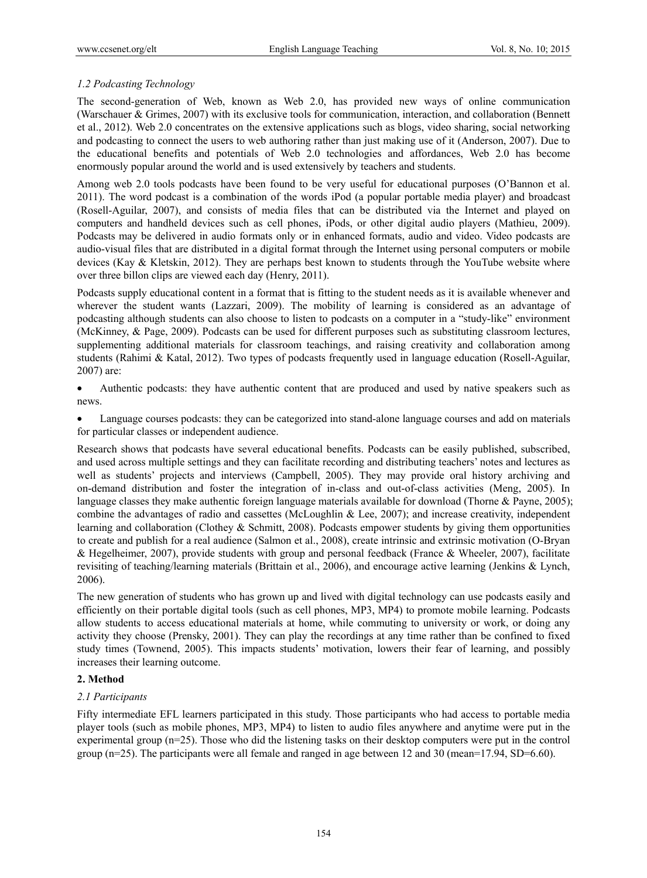### *1.2 Podcasting Technology*

The second-generation of Web, known as Web 2.0, has provided new ways of online communication (Warschauer & Grimes, 2007) with its exclusive tools for communication, interaction, and collaboration (Bennett et al., 2012). Web 2.0 concentrates on the extensive applications such as blogs, video sharing, social networking and podcasting to connect the users to web authoring rather than just making use of it (Anderson, 2007). Due to the educational benefits and potentials of Web 2.0 technologies and affordances, Web 2.0 has become enormously popular around the world and is used extensively by teachers and students.

Among web 2.0 tools podcasts have been found to be very useful for educational purposes (O'Bannon et al. 2011). The word podcast is a combination of the words iPod (a popular portable media player) and broadcast (Rosell-Aguilar, 2007), and consists of media files that can be distributed via the Internet and played on computers and handheld devices such as cell phones, iPods, or other digital audio players (Mathieu, 2009). Podcasts may be delivered in audio formats only or in enhanced formats, audio and video. Video podcasts are audio-visual files that are distributed in a digital format through the Internet using personal computers or mobile devices (Kay & Kletskin, 2012). They are perhaps best known to students through the YouTube website where over three billon clips are viewed each day (Henry, 2011).

Podcasts supply educational content in a format that is fitting to the student needs as it is available whenever and wherever the student wants (Lazzari, 2009). The mobility of learning is considered as an advantage of podcasting although students can also choose to listen to podcasts on a computer in a "study-like" environment (McKinney, & Page, 2009). Podcasts can be used for different purposes such as substituting classroom lectures, supplementing additional materials for classroom teachings, and raising creativity and collaboration among students (Rahimi & Katal, 2012). Two types of podcasts frequently used in language education (Rosell-Aguilar, 2007) are:

- Authentic podcasts: they have authentic content that are produced and used by native speakers such as news.
- Language courses podcasts: they can be categorized into stand-alone language courses and add on materials for particular classes or independent audience.

Research shows that podcasts have several educational benefits. Podcasts can be easily published, subscribed, and used across multiple settings and they can facilitate recording and distributing teachers' notes and lectures as well as students' projects and interviews (Campbell, 2005). They may provide oral history archiving and on-demand distribution and foster the integration of in-class and out-of-class activities (Meng, 2005). In language classes they make authentic foreign language materials available for download (Thorne & Payne, 2005); combine the advantages of radio and cassettes (McLoughlin & Lee, 2007); and increase creativity, independent learning and collaboration (Clothey & Schmitt, 2008). Podcasts empower students by giving them opportunities to create and publish for a real audience (Salmon et al., 2008), create intrinsic and extrinsic motivation (O-Bryan & Hegelheimer, 2007), provide students with group and personal feedback (France & Wheeler, 2007), facilitate revisiting of teaching/learning materials (Brittain et al., 2006), and encourage active learning (Jenkins & Lynch, 2006).

The new generation of students who has grown up and lived with digital technology can use podcasts easily and efficiently on their portable digital tools (such as cell phones, MP3, MP4) to promote mobile learning. Podcasts allow students to access educational materials at home, while commuting to university or work, or doing any activity they choose (Prensky, 2001). They can play the recordings at any time rather than be confined to fixed study times (Townend, 2005). This impacts students' motivation, lowers their fear of learning, and possibly increases their learning outcome.

## 2. Method

### *2.1 Participants*

Fifty intermediate EFL learners participated in this study. Those participants who had access to portable media player tools (such as mobile phones, MP3, MP4) to listen to audio files anywhere and anytime were put in the experimental group (n=25). Those who did the listening tasks on their desktop computers were put in the control group (n=25). The participants were all female and ranged in age between 12 and 30 (mean=17.94, SD=6.60).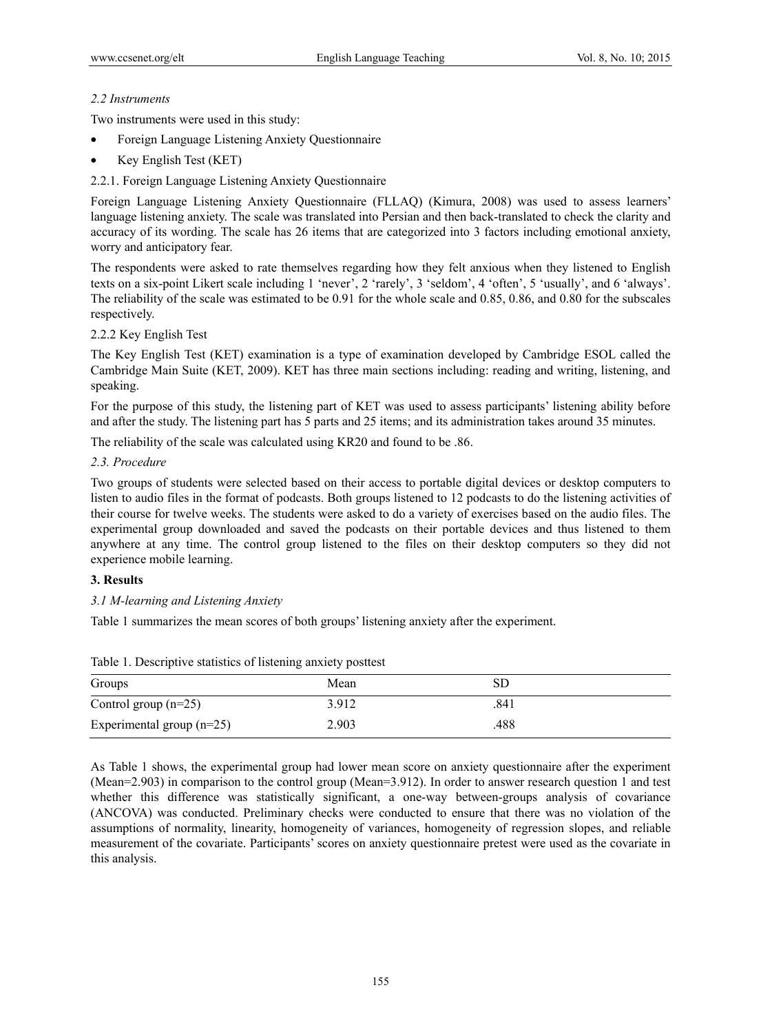### *2.2 Instruments*

Two instruments were used in this study:

- Foreign Language Listening Anxiety Questionnaire
- Key English Test (KET)

#### 2.2.1. Foreign Language Listening Anxiety Questionnaire

Foreign Language Listening Anxiety Questionnaire (FLLAQ) (Kimura, 2008) was used to assess learners' language listening anxiety. The scale was translated into Persian and then back-translated to check the clarity and accuracy of its wording. The scale has 26 items that are categorized into 3 factors including emotional anxiety, worry and anticipatory fear.

The respondents were asked to rate themselves regarding how they felt anxious when they listened to English texts on a six-point Likert scale including 1 'never', 2 'rarely', 3 'seldom', 4 'often', 5 'usually', and 6 'always'. The reliability of the scale was estimated to be 0.91 for the whole scale and 0.85, 0.86, and 0.80 for the subscales respectively.

#### 2.2.2 Key English Test

The Key English Test (KET) examination is a type of examination developed by Cambridge ESOL called the Cambridge Main Suite (KET, 2009). KET has three main sections including: reading and writing, listening, and speaking.

For the purpose of this study, the listening part of KET was used to assess participants' listening ability before and after the study. The listening part has 5 parts and 25 items; and its administration takes around 35 minutes.

The reliability of the scale was calculated using KR20 and found to be .86.

### *2.3. Procedure*

Two groups of students were selected based on their access to portable digital devices or desktop computers to listen to audio files in the format of podcasts. Both groups listened to 12 podcasts to do the listening activities of their course for twelve weeks. The students were asked to do a variety of exercises based on the audio files. The experimental group downloaded and saved the podcasts on their portable devices and thus listened to them anywhere at any time. The control group listened to the files on their desktop computers so they did not experience mobile learning.

## 3. Results

### *3.1 M-learning and Listening Anxiety*

Table 1 summarizes the mean scores of both groups' listening anxiety after the experiment.

Table 1. Descriptive statistics of listening anxiety posttest

| Groups | Mean | SD |
|---|---|---|
| Control group (n=25) | 3.912 | .841 |
| Experimental group (n=25) | 2.903 | .488 |

As Table 1 shows, the experimental group had lower mean score on anxiety questionnaire after the experiment (Mean=2.903) in comparison to the control group (Mean=3.912). In order to answer research question 1 and test whether this difference was statistically significant, a one-way between-groups analysis of covariance (ANCOVA) was conducted. Preliminary checks were conducted to ensure that there was no violation of the assumptions of normality, linearity, homogeneity of variances, homogeneity of regression slopes, and reliable measurement of the covariate. Participants' scores on anxiety questionnaire pretest were used as the covariate in this analysis.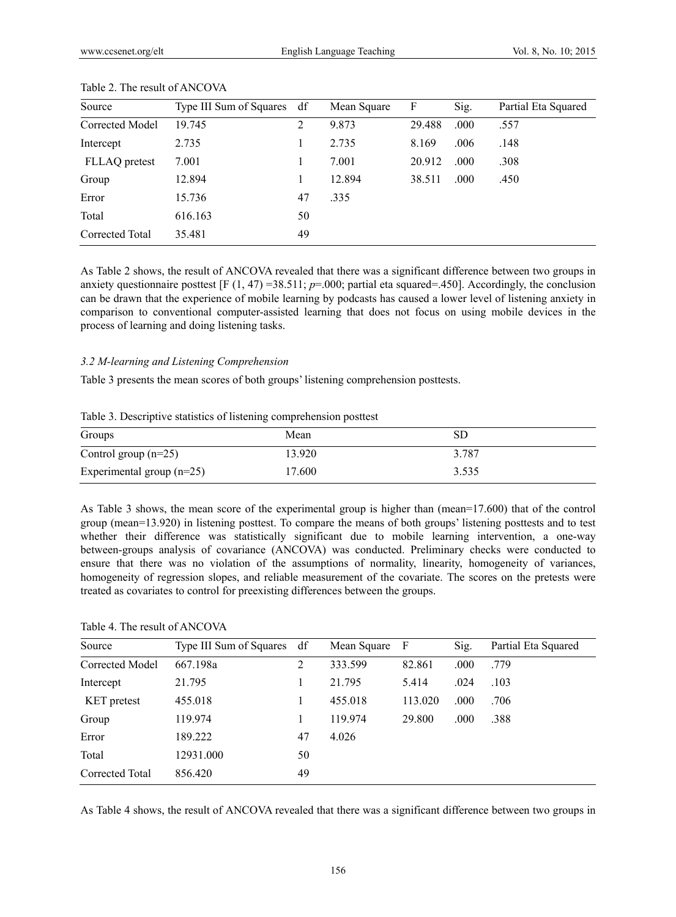Table 2. The result of ANCOVA

| Source | Type III Sum of Squares | df | Mean Square | F | Sig. | Partial Eta Squared |
|---|---|---|---|---|---|---|
| Corrected Model | 19.745 | 2 | 9.873 | 29.488 | .000 | .557 |
| Intercept | 2.735 | 1 | 2.735 | 8.169 | .006 | .148 |
| FLLAQ pretest | 7.001 | 1 | 7.001 | 20.912 | .000 | .308 |
| Group | 12.894 | 1 | 12.894 | 38.511 | .000 | .450 |
| Error | 15.736 | 47 | .335 | | | |
| Total | 616.163 | 50 | | | | |
| Corrected Total | 35.481 | 49 | | | | |

As Table 2 shows, the result of ANCOVA revealed that there was a significant difference between two groups in anxiety questionnaire posttest [$F(1, 47) = 38.511$; $p = .000$; partial eta squared=.450]. Accordingly, the conclusion can be drawn that the experience of mobile learning by podcasts has caused a lower level of listening anxiety in comparison to conventional computer-assisted learning that does not focus on using mobile devices in the process of learning and doing listening tasks.

### *3.2 M-learning and Listening Comprehension*

Table 3 presents the mean scores of both groups' listening comprehension posttests.

Table 3. Descriptive statistics of listening comprehension posttest

| Groups | Mean | SD |
|---|---|---|
| Control group (n=25) | 13.920 | 3.787 |
| Experimental group (n=25) | 17.600 | 3.535 |

As Table 3 shows, the mean score of the experimental group is higher than (mean=17.600) that of the control group (mean=13.920) in listening posttest. To compare the means of both groups' listening posttests and to test whether their difference was statistically significant due to mobile learning intervention, a one-way between-groups analysis of covariance (ANCOVA) was conducted. Preliminary checks were conducted to ensure that there was no violation of the assumptions of normality, linearity, homogeneity of variances, homogeneity of regression slopes, and reliable measurement of the covariate. The scores on the pretests were treated as covariates to control for preexisting differences between the groups.

Table 4. The result of ANCOVA

| Source | Type III Sum of Squares | df | Mean Square | F | Sig. | Partial Eta Squared |
|---|---|---|---|---|---|---|
| Corrected Model | 667.198a | 2 | 333.599 | 82.861 | .000 | .779 |
| Intercept | 21.795 | 1 | 21.795 | 5.414 | .024 | .103 |
| KET pretest | 455.018 | 1 | 455.018 | 113.020 | .000 | .706 |
| Group | 119.974 | 1 | 119.974 | 29.800 | .000 | .388 |
| Error | 189.222 | 47 | 4.026 | | | |
| Total | 12931.000 | 50 | | | | |
| Corrected Total | 856.420 | 49 | | | | |

As Table 4 shows, the result of ANCOVA revealed that there was a significant difference between two groups in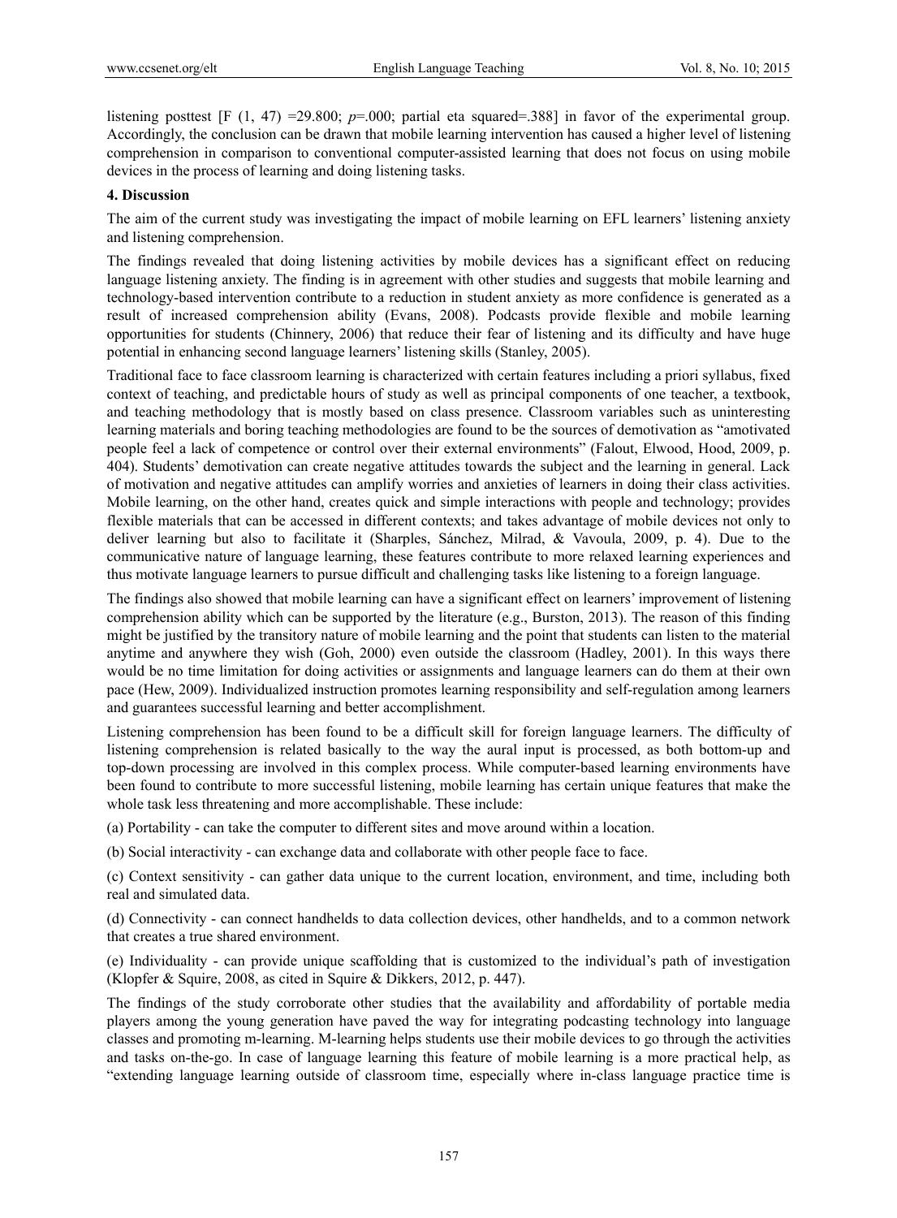listening posttest [$F$ (1, 47) =29.800; $p$=.000; partial eta squared=.388] in favor of the experimental group. Accordingly, the conclusion can be drawn that mobile learning intervention has caused a higher level of listening comprehension in comparison to conventional computer-assisted learning that does not focus on using mobile devices in the process of learning and doing listening tasks.

## 4. Discussion

The aim of the current study was investigating the impact of mobile learning on EFL learners' listening anxiety and listening comprehension.

The findings revealed that doing listening activities by mobile devices has a significant effect on reducing language listening anxiety. The finding is in agreement with other studies and suggests that mobile learning and technology-based intervention contribute to a reduction in student anxiety as more confidence is generated as a result of increased comprehension ability (Evans, 2008). Podcasts provide flexible and mobile learning opportunities for students (Chinnery, 2006) that reduce their fear of listening and its difficulty and have huge potential in enhancing second language learners' listening skills (Stanley, 2005).

Traditional face to face classroom learning is characterized with certain features including a priori syllabus, fixed context of teaching, and predictable hours of study as well as principal components of one teacher, a textbook, and teaching methodology that is mostly based on class presence. Classroom variables such as uninteresting learning materials and boring teaching methodologies are found to be the sources of demotivation as "amotivated people feel a lack of competence or control over their external environments" (Falout, Elwood, Hood, 2009, p. 404). Students' demotivation can create negative attitudes towards the subject and the learning in general. Lack of motivation and negative attitudes can amplify worries and anxieties of learners in doing their class activities. Mobile learning, on the other hand, creates quick and simple interactions with people and technology; provides flexible materials that can be accessed in different contexts; and takes advantage of mobile devices not only to deliver learning but also to facilitate it (Sharples, Sánchez, Milrad, & Vavoula, 2009, p. 4). Due to the communicative nature of language learning, these features contribute to more relaxed learning experiences and thus motivate language learners to pursue difficult and challenging tasks like listening to a foreign language.

The findings also showed that mobile learning can have a significant effect on learners' improvement of listening comprehension ability which can be supported by the literature (e.g., Burston, 2013). The reason of this finding might be justified by the transitory nature of mobile learning and the point that students can listen to the material anytime and anywhere they wish (Goh, 2000) even outside the classroom (Hadley, 2001). In this ways there would be no time limitation for doing activities or assignments and language learners can do them at their own pace (Hew, 2009). Individualized instruction promotes learning responsibility and self-regulation among learners and guarantees successful learning and better accomplishment.

Listening comprehension has been found to be a difficult skill for foreign language learners. The difficulty of listening comprehension is related basically to the way the aural input is processed, as both bottom-up and top-down processing are involved in this complex process. While computer-based learning environments have been found to contribute to more successful listening, mobile learning has certain unique features that make the whole task less threatening and more accomplishable. These include:

(a) Portability - can take the computer to different sites and move around within a location.

(b) Social interactivity - can exchange data and collaborate with other people face to face.

(c) Context sensitivity - can gather data unique to the current location, environment, and time, including both real and simulated data.

(d) Connectivity - can connect handhelds to data collection devices, other handhelds, and to a common network that creates a true shared environment.

(e) Individuality - can provide unique scaffolding that is customized to the individual's path of investigation (Klopfer & Squire, 2008, as cited in Squire & Dikkers, 2012, p. 447).

The findings of the study corroborate other studies that the availability and affordability of portable media players among the young generation have paved the way for integrating podcasting technology into language classes and promoting m-learning. M-learning helps students use their mobile devices to go through the activities and tasks on-the-go. In case of language learning this feature of mobile learning is a more practical help, as "extending language learning outside of classroom time, especially where in-class language practice time is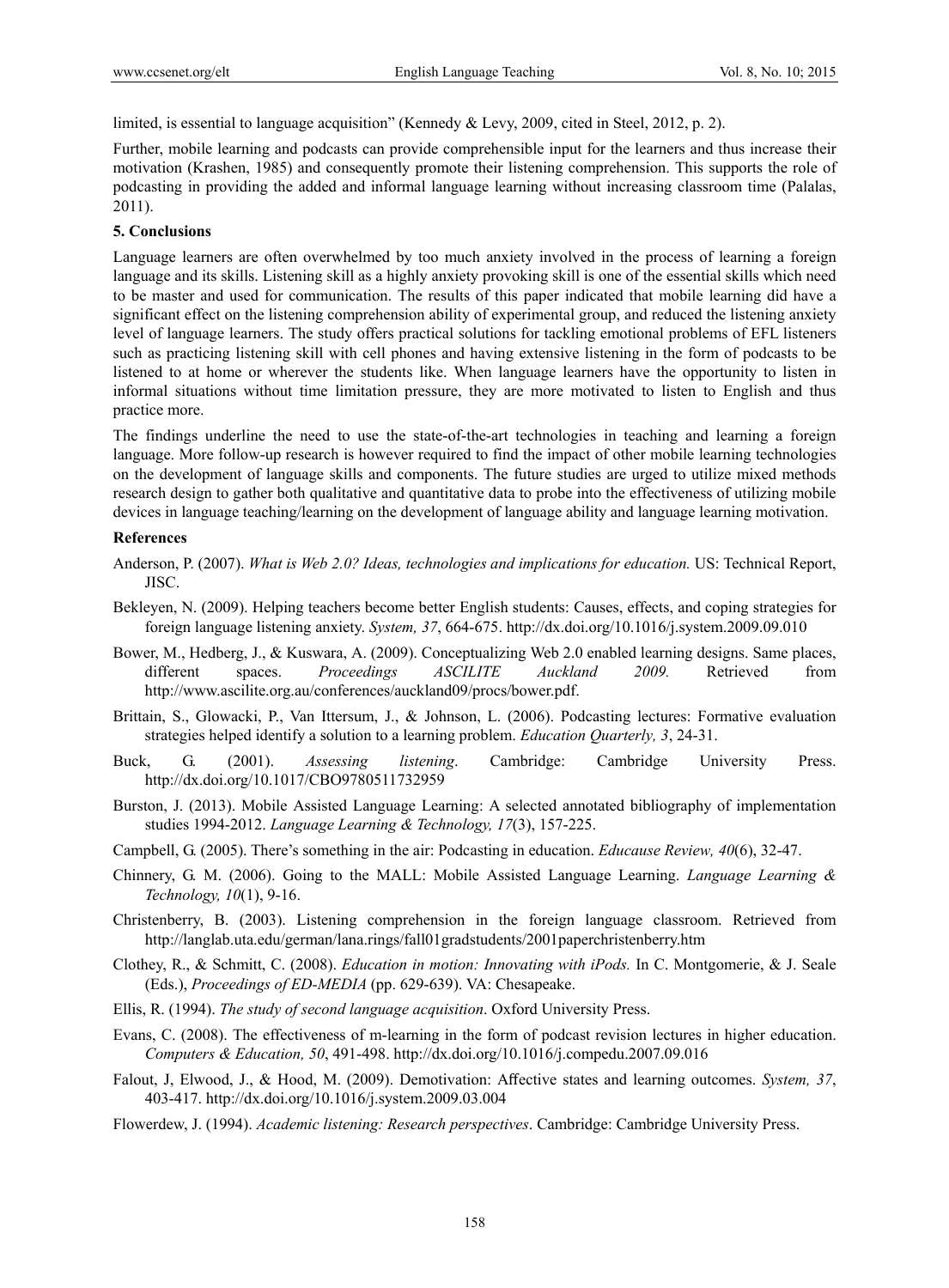limited, is essential to language acquisition" (Kennedy & Levy, 2009, cited in Steel, 2012, p. 2).

Further, mobile learning and podcasts can provide comprehensible input for the learners and thus increase their motivation (Krashen, 1985) and consequently promote their listening comprehension. This supports the role of podcasting in providing the added and informal language learning without increasing classroom time (Palalas, 2011).

## 5. Conclusions

Language learners are often overwhelmed by too much anxiety involved in the process of learning a foreign language and its skills. Listening skill as a highly anxiety provoking skill is one of the essential skills which need to be master and used for communication. The results of this paper indicated that mobile learning did have a significant effect on the listening comprehension ability of experimental group, and reduced the listening anxiety level of language learners. The study offers practical solutions for tackling emotional problems of EFL listeners such as practicing listening skill with cell phones and having extensive listening in the form of podcasts to be listened to at home or wherever the students like. When language learners have the opportunity to listen in informal situations without time limitation pressure, they are more motivated to listen to English and thus practice more.

The findings underline the need to use the state-of-the-art technologies in teaching and learning a foreign language. More follow-up research is however required to find the impact of other mobile learning technologies on the development of language skills and components. The future studies are urged to utilize mixed methods research design to gather both qualitative and quantitative data to probe into the effectiveness of utilizing mobile devices in language teaching/learning on the development of language ability and language learning motivation.

## References

Anderson, P. (2007). *What is Web 2.0? Ideas, technologies and implications for education.* US: Technical Report, JISC.

Bekleyen, N. (2009). Helping teachers become better English students: Causes, effects, and coping strategies for foreign language listening anxiety. *System, 37*, 664-675. http://dx.doi.org/10.1016/j.system.2009.09.010

Bower, M., Hedberg, J., & Kuswara, A. (2009). Conceptualizing Web 2.0 enabled learning designs. Same places, different spaces. *Proceedings ASCILITE Auckland 2009.* Retrieved from http://www.ascilite.org.au/conferences/auckland09/procs/bower.pdf.

Brittain, S., Glowacki, P., Van Ittersum, J., & Johnson, L. (2006). Podcasting lectures: Formative evaluation strategies helped identify a solution to a learning problem. *Education Quarterly, 3*, 24-31.

Buck, G. (2001). *Assessing listening*. Cambridge: Cambridge University Press. http://dx.doi.org/10.1017/CBO9780511732959

Burston, J. (2013). Mobile Assisted Language Learning: A selected annotated bibliography of implementation studies 1994-2012. *Language Learning & Technology, 17*(3), 157-225.

Campbell, G. (2005). There's something in the air: Podcasting in education. *Educause Review, 40*(6), 32-47.

Chinnery, G. M. (2006). Going to the MALL: Mobile Assisted Language Learning. *Language Learning & Technology, 10*(1), 9-16.

Christenberry, B. (2003). Listening comprehension in the foreign language classroom. Retrieved from http://langlab.uta.edu/german/lana.rings/fall01gradstudents/2001paperchristenberry.htm

Clothey, R., & Schmitt, C. (2008). *Education in motion: Innovating with iPods.* In C. Montgomerie, & J. Seale (Eds.), *Proceedings of ED-MEDIA* (pp. 629-639). VA: Chesapeake.

Ellis, R. (1994). *The study of second language acquisition*. Oxford University Press.

Evans, C. (2008). The effectiveness of m-learning in the form of podcast revision lectures in higher education. *Computers & Education, 50*, 491-498. http://dx.doi.org/10.1016/j.compedu.2007.09.016

Falout, J, Elwood, J., & Hood, M. (2009). Demotivation: Affective states and learning outcomes. *System, 37*, 403-417. http://dx.doi.org/10.1016/j.system.2009.03.004

Flowerdew, J. (1994). *Academic listening: Research perspectives*. Cambridge: Cambridge University Press.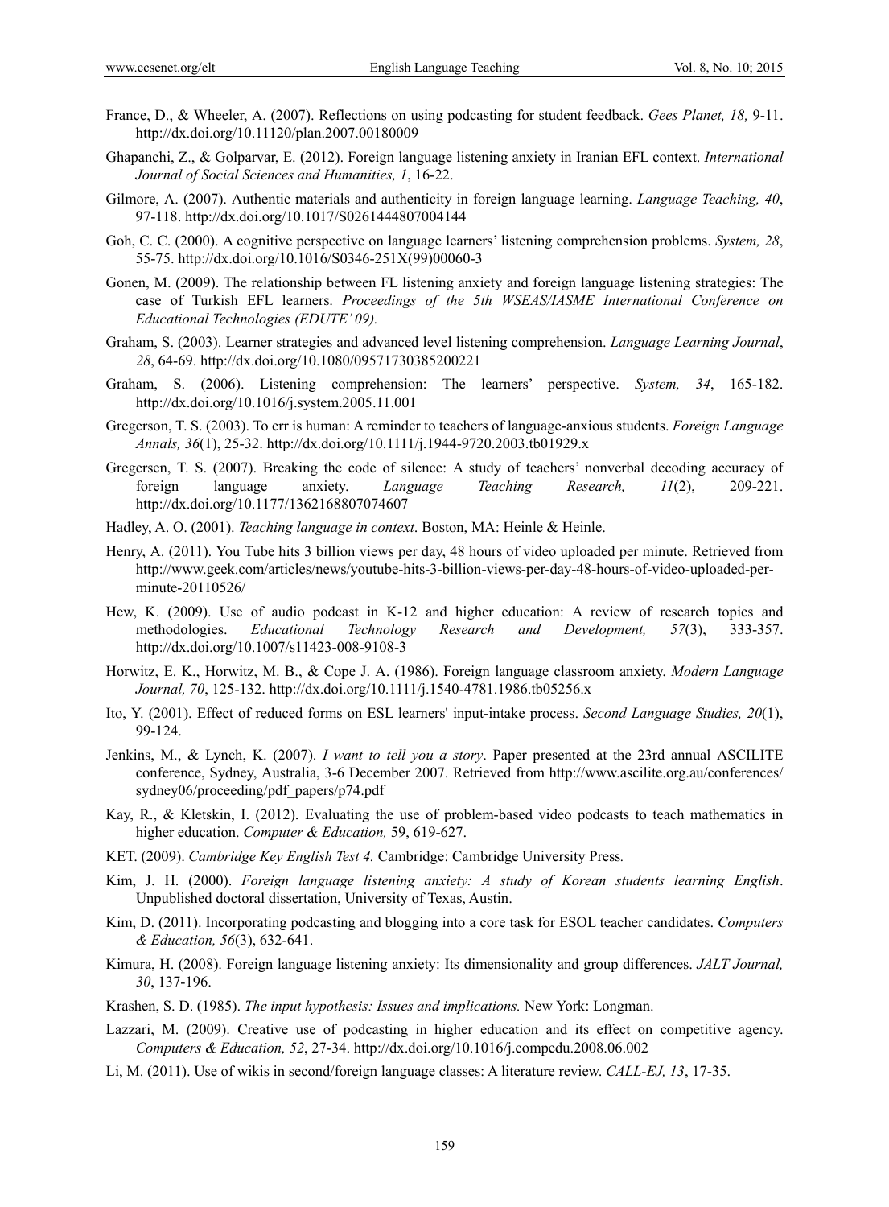France, D., & Wheeler, A. (2007). Reflections on using podcasting for student feedback. *Gees Planet, 18,* 9-11. http://dx.doi.org/10.11120/plan.2007.00180009

Ghapanchi, Z., & Golparvar, E. (2012). Foreign language listening anxiety in Iranian EFL context. *International Journal of Social Sciences and Humanities, 1*, 16-22.

Gilmore, A. (2007). Authentic materials and authenticity in foreign language learning. *Language Teaching, 40*, 97-118. http://dx.doi.org/10.1017/S0261444807004144

Goh, C. C. (2000). A cognitive perspective on language learners' listening comprehension problems. *System, 28*, 55-75. http://dx.doi.org/10.1016/S0346-251X(99)00060-3

Gonen, M. (2009). The relationship between FL listening anxiety and foreign language listening strategies: The case of Turkish EFL learners. *Proceedings of the 5th WSEAS/IASME International Conference on Educational Technologies (EDUTE' 09).*

Graham, S. (2003). Learner strategies and advanced level listening comprehension. *Language Learning Journal*, *28*, 64-69. http://dx.doi.org/10.1080/09571730385200221

Graham, S. (2006). Listening comprehension: The learners' perspective. *System, 34*, 165-182. http://dx.doi.org/10.1016/j.system.2005.11.001

Gregerson, T. S. (2003). To err is human: A reminder to teachers of language-anxious students. *Foreign Language Annals, 36*(1), 25-32. http://dx.doi.org/10.1111/j.1944-9720.2003.tb01929.x

Gregersen, T. S. (2007). Breaking the code of silence: A study of teachers' nonverbal decoding accuracy of foreign language anxiety. *Language Teaching Research, 11*(2), 209-221. http://dx.doi.org/10.1177/1362168807074607

Hadley, A. O. (2001). *Teaching language in context*. Boston, MA: Heinle & Heinle.

Henry, A. (2011). You Tube hits 3 billion views per day, 48 hours of video uploaded per minute. Retrieved from http://www.geek.com/articles/news/youtube-hits-3-billion-views-per-day-48-hours-of-video-uploaded-per-minute-20110526/

Hew, K. (2009). Use of audio podcast in K-12 and higher education: A review of research topics and methodologies. *Educational Technology Research and Development, 57*(3), 333-357. http://dx.doi.org/10.1007/s11423-008-9108-3

Horwitz, E. K., Horwitz, M. B., & Cope J. A. (1986). Foreign language classroom anxiety. *Modern Language Journal, 70*, 125-132. http://dx.doi.org/10.1111/j.1540-4781.1986.tb05256.x

Ito, Y. (2001). Effect of reduced forms on ESL learners' input-intake process. *Second Language Studies, 20*(1), 99-124.

Jenkins, M., & Lynch, K. (2007). *I want to tell you a story*. Paper presented at the 23rd annual ASCILITE conference, Sydney, Australia, 3-6 December 2007. Retrieved from http://www.ascilite.org.au/conferences/sydney06/proceeding/pdf_papers/p74.pdf

Kay, R., & Kletskin, I. (2012). Evaluating the use of problem-based video podcasts to teach mathematics in higher education. *Computer & Education,* 59, 619-627.

KET. (2009). *Cambridge Key English Test 4.* Cambridge: Cambridge University Press*.*

Kim, J. H. (2000). *Foreign language listening anxiety: A study of Korean students learning English*. Unpublished doctoral dissertation, University of Texas, Austin.

Kim, D. (2011). Incorporating podcasting and blogging into a core task for ESOL teacher candidates. *Computers & Education, 56*(3), 632-641.

Kimura, H. (2008). Foreign language listening anxiety: Its dimensionality and group differences. *JALT Journal, 30*, 137-196.

Krashen, S. D. (1985). *The input hypothesis: Issues and implications.* New York: Longman.

Lazzari, M. (2009). Creative use of podcasting in higher education and its effect on competitive agency. *Computers & Education, 52*, 27-34. http://dx.doi.org/10.1016/j.compedu.2008.06.002

Li, M. (2011). Use of wikis in second/foreign language classes: A literature review. *CALL-EJ, 13*, 17-35.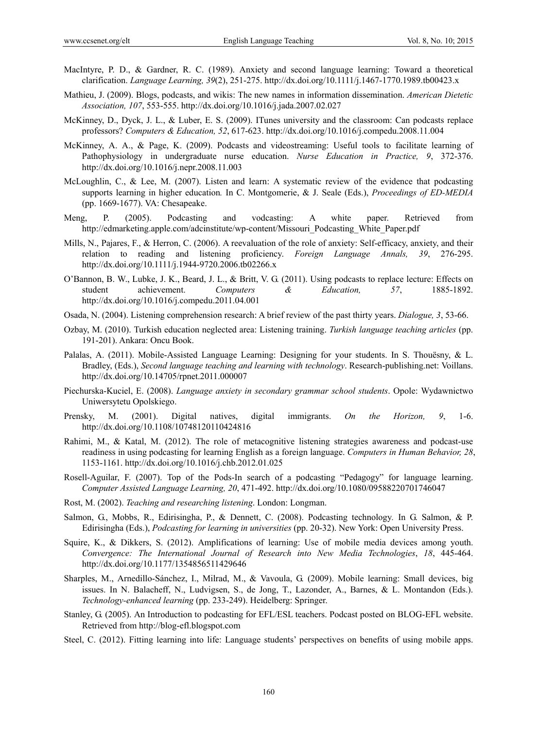MacIntyre, P. D., & Gardner, R. C. (1989). Anxiety and second language learning: Toward a theoretical clarification. *Language Learning, 39*(2), 251-275. http://dx.doi.org/10.1111/j.1467-1770.1989.tb00423.x

Mathieu, J. (2009). Blogs, podcasts, and wikis: The new names in information dissemination. *American Dietetic Association, 107*, 553-555. http://dx.doi.org/10.1016/j.jada.2007.02.027

McKinney, D., Dyck, J. L., & Luber, E. S. (2009). ITunes university and the classroom: Can podcasts replace professors? *Computers & Education, 52*, 617-623. http://dx.doi.org/10.1016/j.compedu.2008.11.004

McKinney, A. A., & Page, K. (2009). Podcasts and videostreaming: Useful tools to facilitate learning of Pathophysiology in undergraduate nurse education. *Nurse Education in Practice, 9*, 372-376. http://dx.doi.org/10.1016/j.nepr.2008.11.003

McLoughlin, C., & Lee, M. (2007). Listen and learn: A systematic review of the evidence that podcasting supports learning in higher education*.* In C. Montgomerie, & J. Seale (Eds.), *Proceedings of ED-MEDIA* (pp. 1669-1677). VA: Chesapeake.

Meng, P. (2005). Podcasting and vodcasting: A white paper. Retrieved from http://edmarketing.apple.com/adcinstitute/wp-content/Missouri_Podcasting_White_Paper.pdf

Mills, N., Pajares, F., & Herron, C. (2006). A reevaluation of the role of anxiety: Self-efficacy, anxiety, and their relation to reading and listening proficiency. *Foreign Language Annals, 39*, 276-295. http://dx.doi.org/10.1111/j.1944-9720.2006.tb02266.x

O'Bannon, B. W., Lubke, J. K., Beard, J. L., & Britt, V. G. (2011). Using podcasts to replace lecture: Effects on student achievement. *Computers & Education, 57*, 1885-1892. http://dx.doi.org/10.1016/j.compedu.2011.04.001

Osada, N. (2004). Listening comprehension research: A brief review of the past thirty years. *Dialogue, 3*, 53-66.

Ozbay, M. (2010). Turkish education neglected area: Listening training. *Turkish language teaching articles* (pp. 191-201). Ankara: Oncu Book.

Palalas, A. (2011). Mobile-Assisted Language Learning: Designing for your students. In S. Thouësny, & L. Bradley, (Eds.), *Second language teaching and learning with technology*. Research-publishing.net: Voillans. http://dx.doi.org/10.14705/rpnet.2011.000007

Piechurska-Kuciel, E. (2008). *Language anxiety in secondary grammar school students*. Opole: Wydawnictwo Uniwersytetu Opolskiego.

Prensky, M. (2001). Digital natives, digital immigrants. *On the Horizon, 9*, 1-6. http://dx.doi.org/10.1108/10748120110424816

Rahimi, M., & Katal, M. (2012). The role of metacognitive listening strategies awareness and podcast-use readiness in using podcasting for learning English as a foreign language. *Computers in Human Behavior, 28*, 1153-1161. http://dx.doi.org/10.1016/j.chb.2012.01.025

Rosell-Aguilar, F. (2007). Top of the Pods-In search of a podcasting "Pedagogy" for language learning. *Computer Assisted Language Learning, 20*, 471-492. http://dx.doi.org/10.1080/09588220701746047

Rost, M. (2002). *Teaching and researching listening*. London: Longman.

Salmon, G., Mobbs, R., Edirisingha, P., & Dennett, C. (2008). Podcasting technology*.* In G. Salmon, & P. Edirisingha (Eds.), *Podcasting for learning in universities* (pp. 20-32). New York: Open University Press.

Squire, K., & Dikkers, S. (2012). Amplifications of learning: Use of mobile media devices among youth. *Convergence: The International Journal of Research into New Media Technologies*, *18*, 445-464. http://dx.doi.org/10.1177/1354856511429646

Sharples, M., Arnedillo-Sánchez, I., Milrad, M., & Vavoula, G. (2009). Mobile learning: Small devices, big issues. In N. Balacheff, N., Ludvigsen, S., de Jong, T., Lazonder, A., Barnes, & L. Montandon (Eds.). *Technology-enhanced learning* (pp. 233-249). Heidelberg: Springer.

Stanley, G. (2005). An Introduction to podcasting for EFL/ESL teachers. Podcast posted on BLOG-EFL website. Retrieved from http://blog-efl.blogspot.com

Steel, C. (2012). Fitting learning into life: Language students' perspectives on benefits of using mobile apps.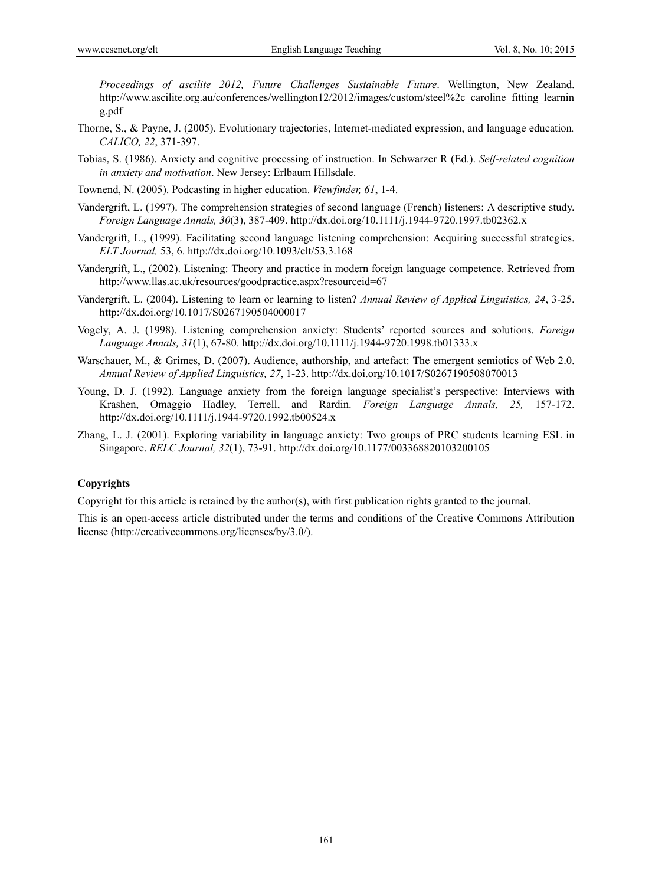*Proceedings of ascilite 2012, Future Challenges Sustainable Future*. Wellington, New Zealand. http://www.ascilite.org.au/conferences/wellington12/2012/images/custom/steel%2c_caroline_fitting_learning.pdf

Thorne, S., & Payne, J. (2005). Evolutionary trajectories, Internet-mediated expression, and language education*. CALICO, 22*, 371-397.

Tobias, S. (1986). Anxiety and cognitive processing of instruction. In Schwarzer R (Ed.). *Self-related cognition in anxiety and motivation*. New Jersey: Erlbaum Hillsdale.

Townend, N. (2005). Podcasting in higher education. *Viewfinder, 61*, 1-4.

Vandergrift, L. (1997). The comprehension strategies of second language (French) listeners: A descriptive study. *Foreign Language Annals, 30*(3), 387-409. http://dx.doi.org/10.1111/j.1944-9720.1997.tb02362.x

Vandergrift, L., (1999). Facilitating second language listening comprehension: Acquiring successful strategies. *ELT Journal,* 53, 6. http://dx.doi.org/10.1093/elt/53.3.168

Vandergrift, L., (2002). Listening: Theory and practice in modern foreign language competence. Retrieved from http://www.llas.ac.uk/resources/goodpractice.aspx?resourceid=67

Vandergrift, L. (2004). Listening to learn or learning to listen? *Annual Review of Applied Linguistics, 24*, 3-25. http://dx.doi.org/10.1017/S0267190504000017

Vogely, A. J. (1998). Listening comprehension anxiety: Students' reported sources and solutions. *Foreign Language Annals, 31*(1), 67-80. http://dx.doi.org/10.1111/j.1944-9720.1998.tb01333.x

Warschauer, M., & Grimes, D. (2007). Audience, authorship, and artefact: The emergent semiotics of Web 2.0. *Annual Review of Applied Linguistics, 27*, 1-23. http://dx.doi.org/10.1017/S0267190508070013

Young, D. J. (1992). Language anxiety from the foreign language specialist's perspective: Interviews with Krashen, Omaggio Hadley, Terrell, and Rardin. *Foreign Language Annals, 25,* 157-172. http://dx.doi.org/10.1111/j.1944-9720.1992.tb00524.x

Zhang, L. J. (2001). Exploring variability in language anxiety: Two groups of PRC students learning ESL in Singapore. *RELC Journal, 32*(1), 73-91. http://dx.doi.org/10.1177/003368820103200105

**Copyrights**

Copyright for this article is retained by the author(s), with first publication rights granted to the journal.

This is an open-access article distributed under the terms and conditions of the Creative Commons Attribution license (http://creativecommons.org/licenses/by/3.0/).